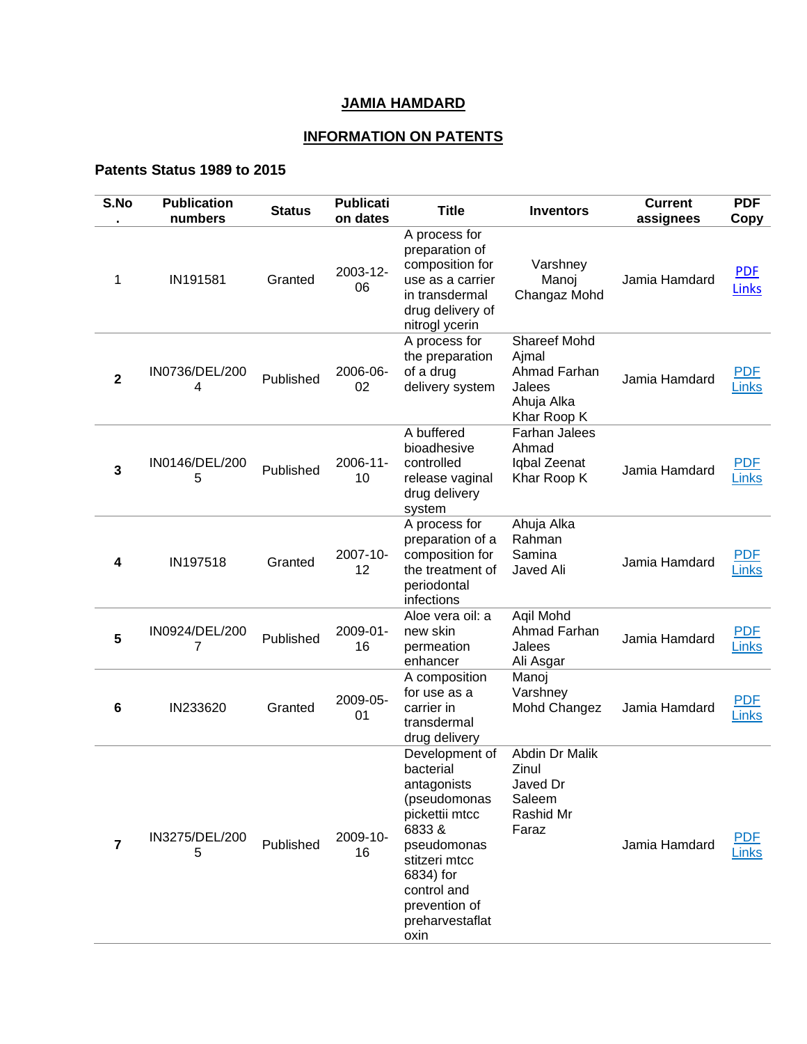# JAMIA HAMDARD

## INFORMATION ON PATENTS

### Patents Status 1989 to 2015

| S.No. | Publication numbers | Status | Publication dates | Title | Inventors | Current assignees | PDF Copy |
|---|---|---|---|---|---|---|---|
| 1 | IN191581 | Granted | 2003-12-06 | A process for preparation of composition for use as a carrier in transdermal drug delivery of nitrogl ycerin | Varshney Manoj Changaz Mohd | Jamia Hamdard | PDF Links |
| **2** | IN0736/DEL/2004 | Published | 2006-06-02 | A process for the preparation of a drug delivery system | Shareef Mohd Ajmal Ahmad Farhan Jalees Ahuja Alka Khar Roop K | Jamia Hamdard | PDF Links |
| **3** | IN0146/DEL/2005 | Published | 2006-11-10 | A buffered bioadhesive controlled release vaginal drug delivery system | Farhan Jalees Ahmad Iqbal Zeenat Khar Roop K | Jamia Hamdard | PDF Links |
| **4** | IN197518 | Granted | 2007-10-12 | A process for preparation of a composition for the treatment of periodontal infections | Ahuja Alka Rahman Samina Javed Ali | Jamia Hamdard | PDF Links |
| **5** | IN0924/DEL/2007 | Published | 2009-01-16 | Aloe vera oil: a new skin permeation enhancer | Aqil Mohd Ahmad Farhan Jalees Ali Asgar | Jamia Hamdard | PDF Links |
| **6** | IN233620 | Granted | 2009-05-01 | A composition for use as a carrier in transdermal drug delivery | Manoj Varshney Mohd Changez | Jamia Hamdard | PDF Links |
| **7** | IN3275/DEL/2005 | Published | 2009-10-16 | Development of bacterial antagonists (pseudomonas pickettii mtcc 6833 & pseudomonas stitzeri mtcc 6834) for control and prevention of preharvestaflat oxin | Abdin Dr Malik Zinul Javed Dr Saleem Rashid Mr Faraz | Jamia Hamdard | PDF Links |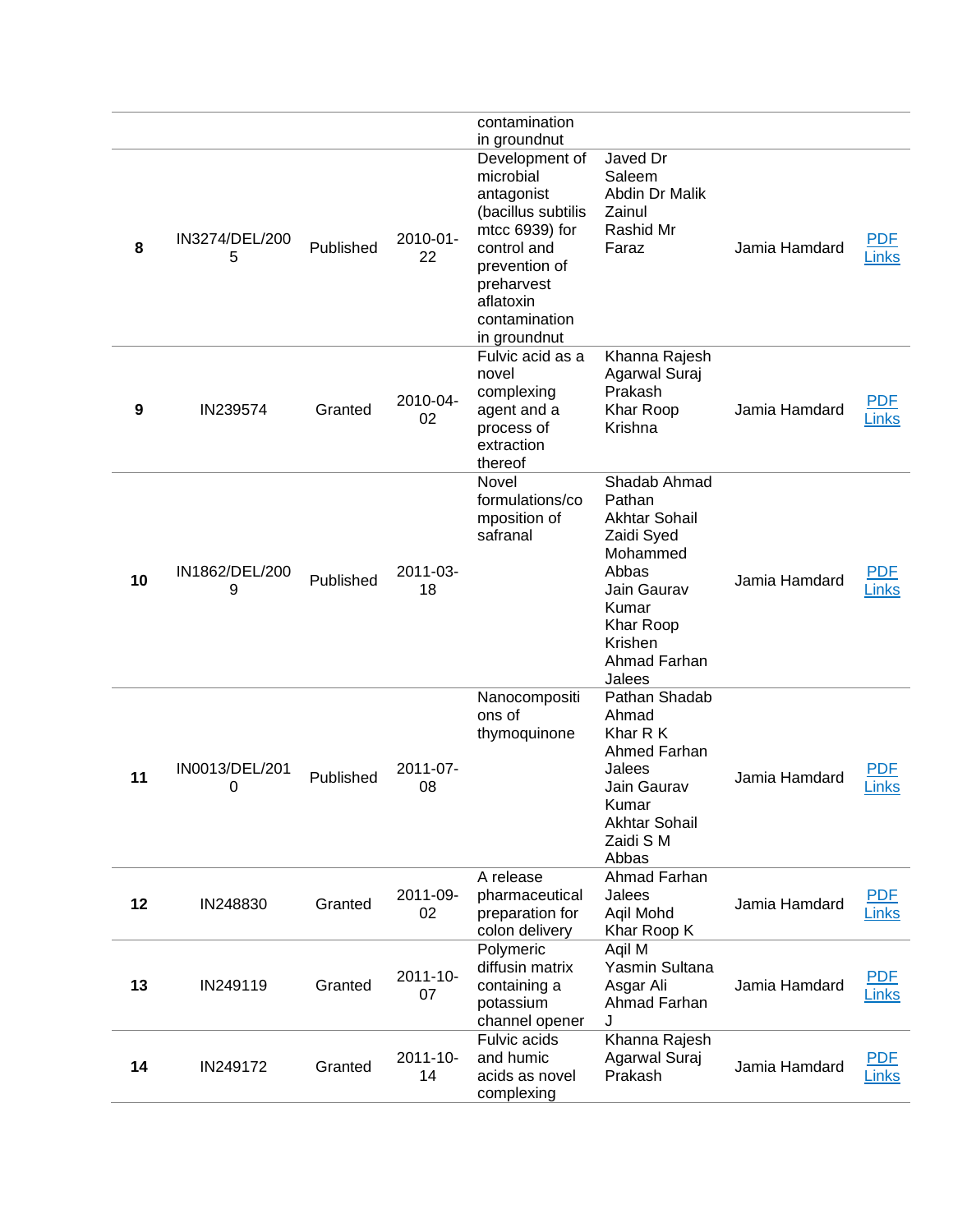| | | | | contamination in groundnut | | | |
|---|---|---|---|---|---|---|---|
| **8** | IN3274/DEL/2005 | Published | 2010-01-22 | Development of microbial antagonist (bacillus subtilis mtcc 6939) for control and prevention of preharvest aflatoxin contamination in groundnut | Javed Dr Saleem Abdin Dr Malik Zainul Rashid Mr Faraz | Jamia Hamdard | PDF Links |
| **9** | IN239574 | Granted | 2010-04-02 | Fulvic acid as a novel complexing agent and a process of extraction thereof | Khanna Rajesh Agarwal Suraj Prakash Khar Roop Krishna | Jamia Hamdard | PDF Links |
| **10** | IN1862/DEL/2009 | Published | 2011-03-18 | Novel formulations/composition of safranal | Shadab Ahmad Pathan Akhtar Sohail Zaidi Syed Mohammed Abbas Jain Gaurav Kumar Khar Roop Krishen Ahmad Farhan Jalees | Jamia Hamdard | PDF Links |
| **11** | IN0013/DEL/2010 | Published | 2011-07-08 | Nanocompositions of thymoquinone | Pathan Shadab Ahmad Khar R K Ahmed Farhan Jalees Jain Gaurav Kumar Akhtar Sohail Zaidi S M Abbas | Jamia Hamdard | PDF Links |
| **12** | IN248830 | Granted | 2011-09-02 | A release pharmaceutical preparation for colon delivery | Ahmad Farhan Jalees Aqil Mohd Khar Roop K | Jamia Hamdard | PDF Links |
| **13** | IN249119 | Granted | 2011-10-07 | Polymeric diffusin matrix containing a potassium channel opener | Aqil M Yasmin Sultana Asgar Ali Ahmad Farhan J | Jamia Hamdard | PDF Links |
| **14** | IN249172 | Granted | 2011-10-14 | Fulvic acids and humic acids as novel complexing | Khanna Rajesh Agarwal Suraj Prakash | Jamia Hamdard | PDF Links |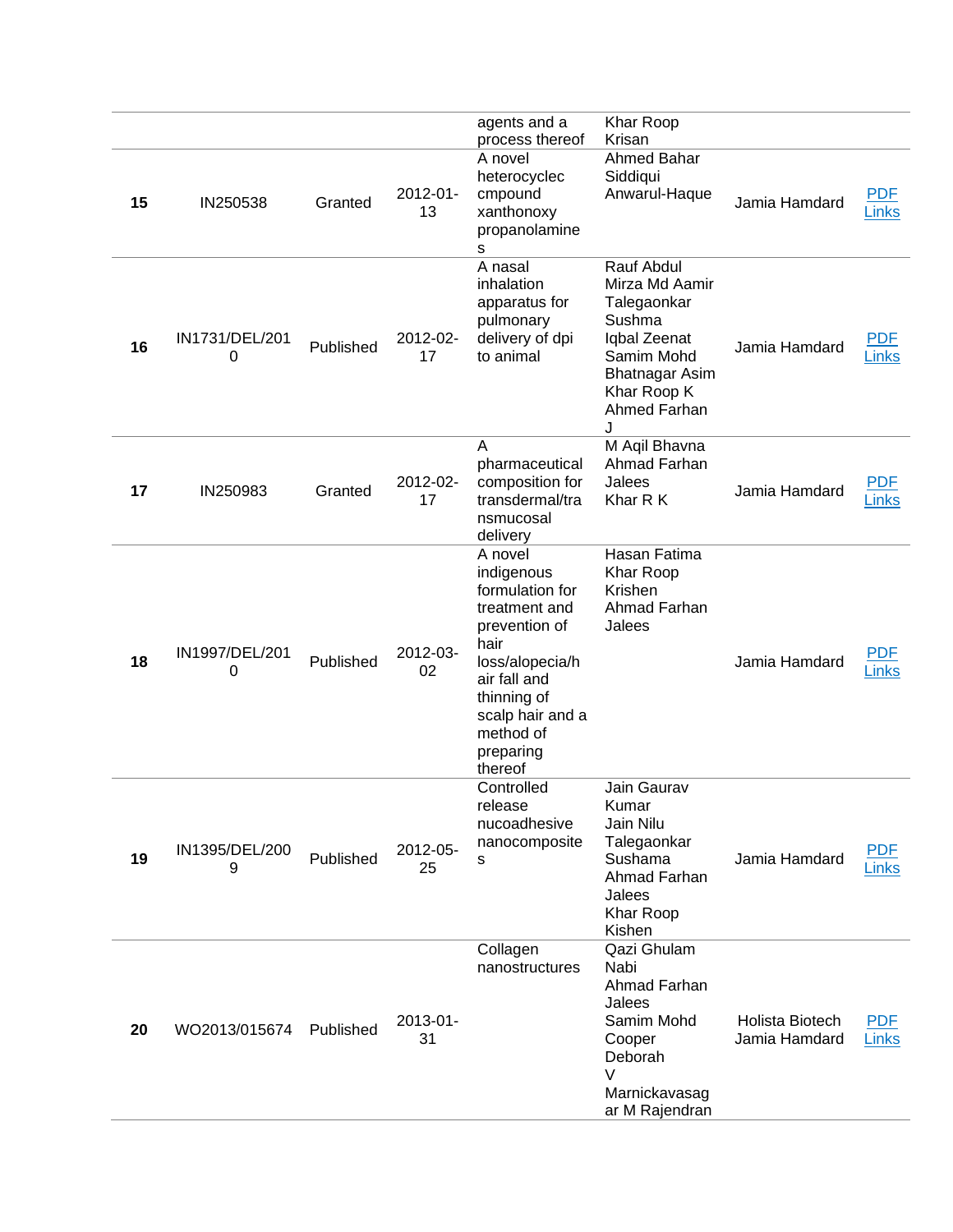|  |  |  |  | agents and a process thereof | Khar Roop Krisan |  |  |
|---|---|---|---|---|---|---|---|
| **15** | IN250538 | Granted | 2012-01-13 | A novel heterocyclec cmpound xanthonoxy propanolamines | Ahmed Bahar Siddiqui Anwarul-Haque | Jamia Hamdard | PDF Links |
| **16** | IN1731/DEL/2010 | Published | 2012-02-17 | A nasal inhalation apparatus for pulmonary delivery of dpi to animal | Rauf Abdul Mirza Md Aamir Talegaonkar Sushma Iqbal Zeenat Samim Mohd Bhatnagar Asim Khar Roop K Ahmed Farhan J | Jamia Hamdard | PDF Links |
| **17** | IN250983 | Granted | 2012-02-17 | A pharmaceutical composition for transdermal/transmucosal delivery | M Aqil Bhavna Ahmad Farhan Jalees Khar R K | Jamia Hamdard | PDF Links |
| **18** | IN1997/DEL/2010 | Published | 2012-03-02 | A novel indigenous formulation for treatment and prevention of hair loss/alopecia/hair fall and thinning of scalp hair and a method of preparing thereof | Hasan Fatima Khar Roop Krishen Ahmad Farhan Jalees | Jamia Hamdard | PDF Links |
| **19** | IN1395/DEL/2009 | Published | 2012-05-25 | Controlled release nucoadhesive nanocomposites | Jain Gaurav Kumar Jain Nilu Talegaonkar Sushama Ahmad Farhan Jalees Khar Roop Kishen | Jamia Hamdard | PDF Links |
| **20** | WO2013/015674 | Published | 2013-01-31 | Collagen nanostructures | Qazi Ghulam Nabi Ahmad Farhan Jalees Samim Mohd Cooper Deborah V Marnickavasagar M Rajendran | Holista Biotech Jamia Hamdard | PDF Links |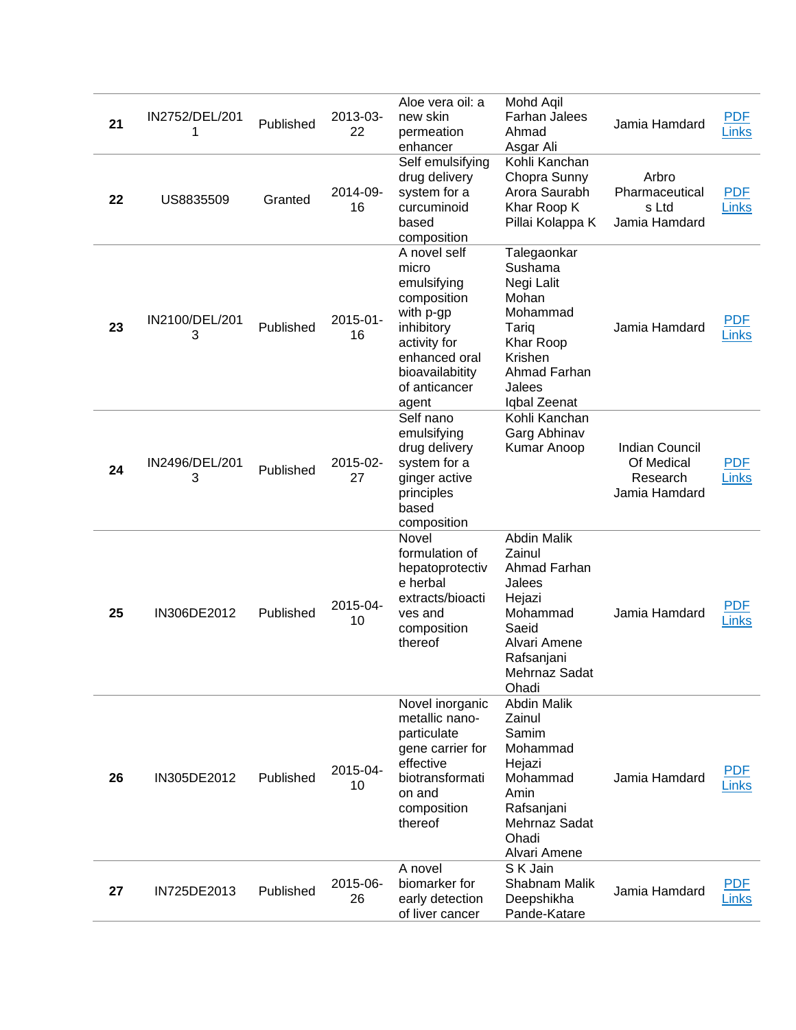| | | | | | | | |
|---|---|---|---|---|---|---|---|
| **21** | IN2752/DEL/2011 | Published | 2013-03-22 | Aloe vera oil: a new skin permeation enhancer | Mohd Aqil<br>Farhan Jalees Ahmad<br>Asgar Ali | Jamia Hamdard | PDF Links |
| **22** | US8835509 | Granted | 2014-09-16 | Self emulsifying drug delivery system for a curcuminoid based composition | Kohli Kanchan<br>Chopra Sunny<br>Arora Saurabh<br>Khar Roop K<br>Pillai Kolappa K | Arbro Pharmaceuticals Ltd<br>Jamia Hamdard | PDF Links |
| **23** | IN2100/DEL/2013 | Published | 2015-01-16 | A novel self micro emulsifying composition with p-gp inhibitory activity for enhanced oral bioavailabitity of anticancer agent | Talegaonkar Sushama<br>Negi Lalit Mohan<br>Mohammad Tariq<br>Khar Roop Krishen<br>Ahmad Farhan Jalees<br>Iqbal Zeenat | Jamia Hamdard | PDF Links |
| **24** | IN2496/DEL/2013 | Published | 2015-02-27 | Self nano emulsifying drug delivery system for a ginger active principles based composition | Kohli Kanchan<br>Garg Abhinav<br>Kumar Anoop | Indian Council Of Medical Research<br>Jamia Hamdard | PDF Links |
| **25** | IN306DE2012 | Published | 2015-04-10 | Novel formulation of hepatoprotective herbal extracts/bioactives and composition thereof | Abdin Malik Zainul<br>Ahmad Farhan Jalees<br>Hejazi Mohammad Saeid<br>Alvari Amene<br>Rafsanjani Mehrnaz Sadat Ohadi | Jamia Hamdard | PDF Links |
| **26** | IN305DE2012 | Published | 2015-04-10 | Novel inorganic metallic nano-particulate gene carrier for effective biotransformation and composition thereof | Abdin Malik Zainul<br>Samim Mohammad<br>Hejazi Mohammad Amin<br>Rafsanjani Mehrnaz Sadat Ohadi<br>Alvari Amene | Jamia Hamdard | PDF Links |
| **27** | IN725DE2013 | Published | 2015-06-26 | A novel biomarker for early detection of liver cancer | S K Jain<br>Shabnam Malik<br>Deepshikha Pande-Katare | Jamia Hamdard | PDF Links |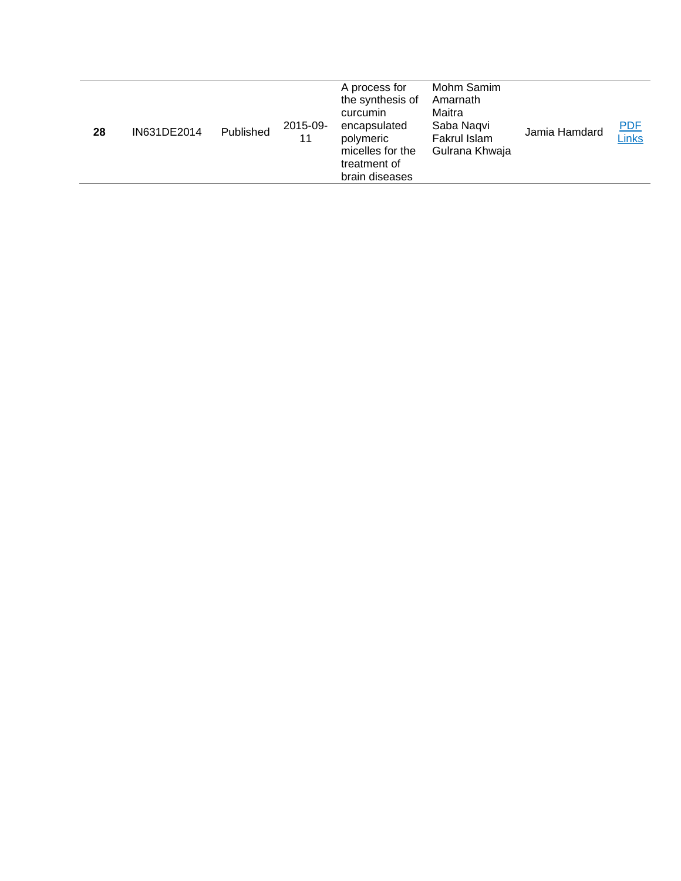| | | | | | | | |
|---|---|---|---|---|---|---|---|
| **28** | IN631DE2014 | Published | 2015-09-11 | A process for the synthesis of curcumin encapsulated polymeric micelles for the treatment of brain diseases | Mohm Samim<br>Amarnath Maitra<br>Saba Naqvi<br>Fakrul Islam<br>Gulrana Khwaja | Jamia Hamdard | [PDF Links]() |